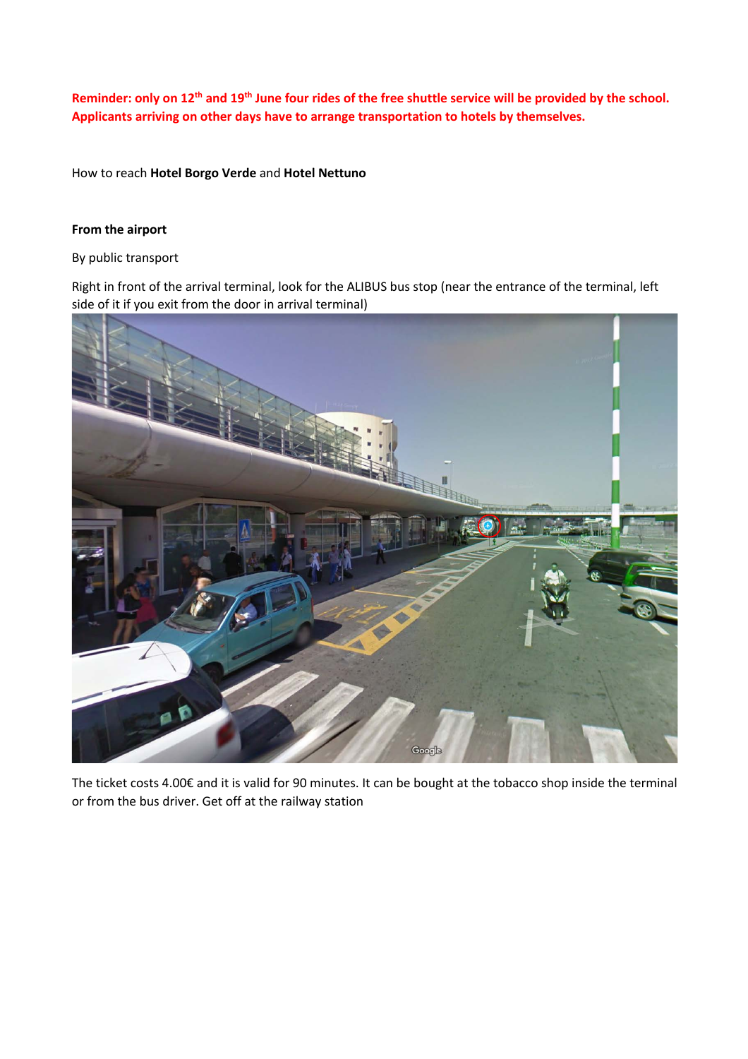**Reminder: only on 12th and 19th June four rides of the free shuttle service will be provided by the school. Applicants arriving on other days have to arrange transportation to hotels by themselves.**

How to reach **Hotel Borgo Verde** and **Hotel Nettuno**

**From the airport**

By public transport

Right in front of the arrival terminal, look for the ALIBUS bus stop (near the entrance of the terminal, left side of it if you exit from the door in arrival terminal)

The ticket costs 4.00€ and it is valid for 90 minutes. It can be bought at the tobacco shop inside the terminal or from the bus driver. Get off at the railway station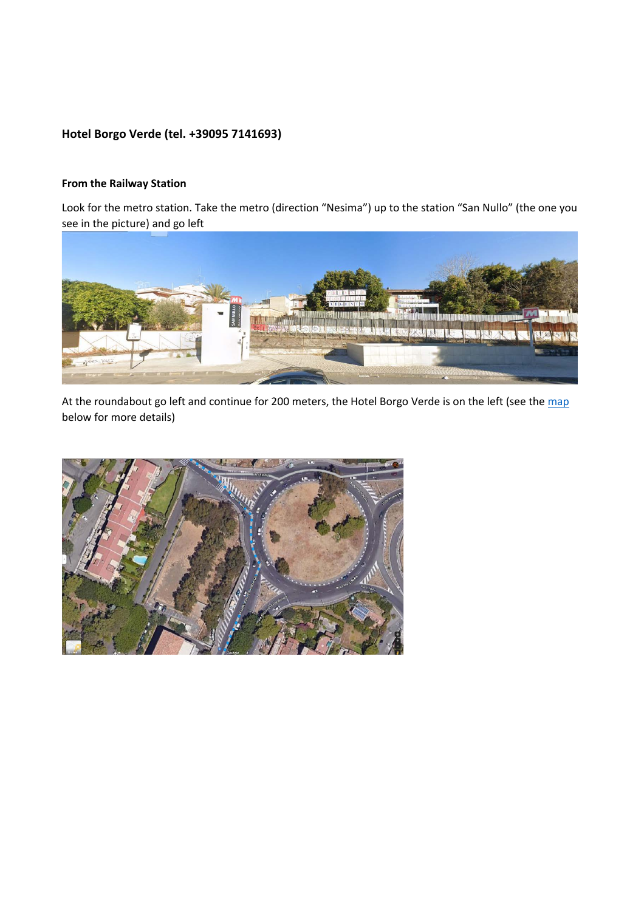**Hotel Borgo Verde (tel. +39095 7141693)**

**From the Railway Station**

Look for the metro station. Take the metro (direction “Nesima”) up to the station “San Nullo” (the one you see in the picture) and go left

At the roundabout go left and continue for 200 meters, the Hotel Borgo Verde is on the left (see the map below for more details)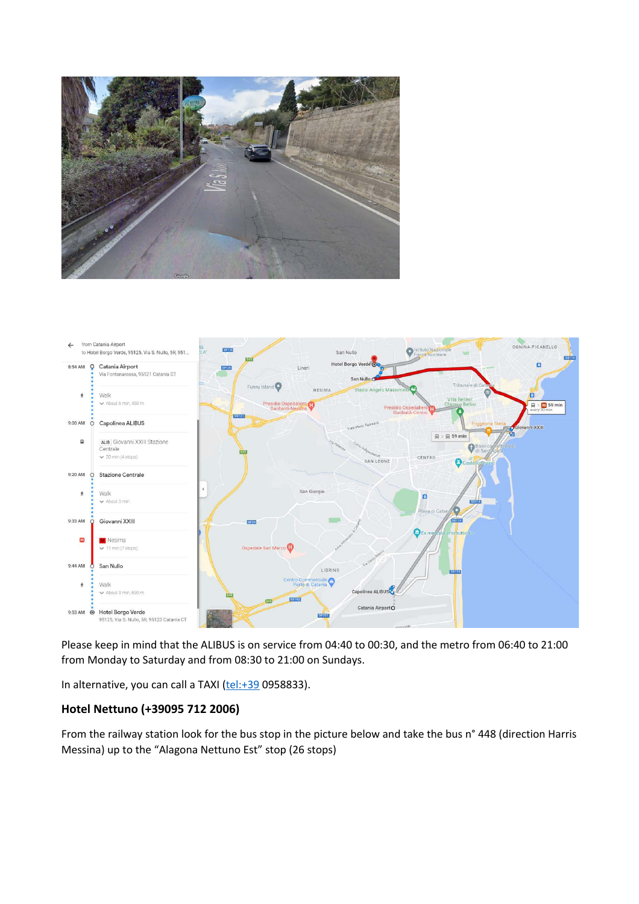Please keep in mind that the ALIBUS is on service from 04:40 to 00:30, and the metro from 06:40 to 21:00 from Monday to Saturday and from 08:30 to 21:00 on Sundays.

In alternative, you can call a TAXI (tel:+39 0958833).

### Hotel Nettuno (+39095 712 2006)

From the railway station look for the bus stop in the picture below and take the bus n° 448 (direction Harris Messina) up to the "Alagona Nettuno Est" stop (26 stops)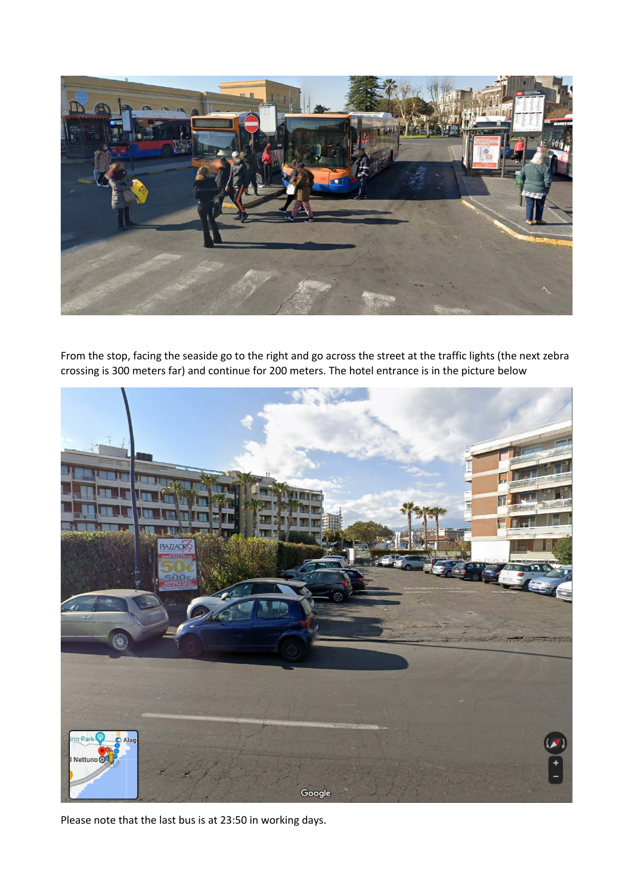From the stop, facing the seaside go to the right and go across the street at the traffic lights (the next zebra crossing is 300 meters far) and continue for 200 meters. The hotel entrance is in the picture below

Please note that the last bus is at 23:50 in working days.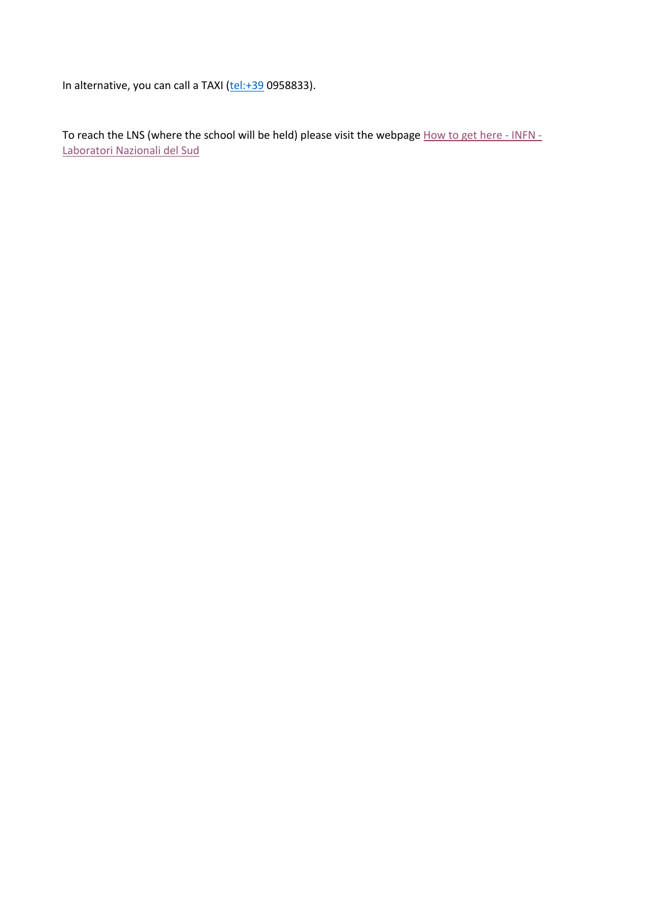In alternative, you can call a TAXI (tel:+39 0958833).

To reach the LNS (where the school will be held) please visit the webpage How to get here - INFN - Laboratori Nazionali del Sud